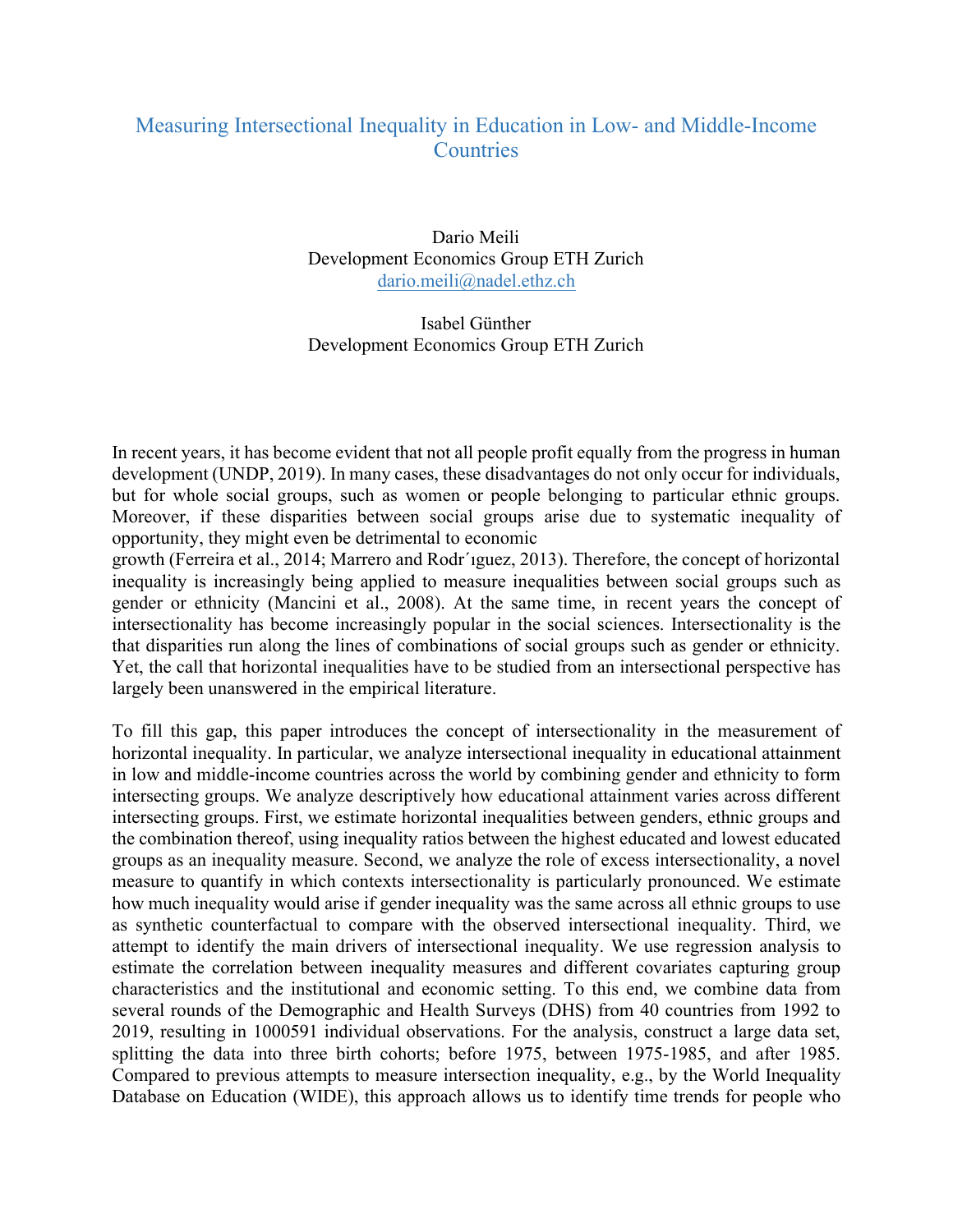# Measuring Intersectional Inequality in Education in Low- and Middle-Income Countries

Dario Meili
Development Economics Group ETH Zurich
dario.meili@nadel.ethz.ch

Isabel Günther
Development Economics Group ETH Zurich

In recent years, it has become evident that not all people profit equally from the progress in human development (UNDP, 2019). In many cases, these disadvantages do not only occur for individuals, but for whole social groups, such as women or people belonging to particular ethnic groups. Moreover, if these disparities between social groups arise due to systematic inequality of opportunity, they might even be detrimental to economic growth (Ferreira et al., 2014; Marrero and Rodr´ıguez, 2013). Therefore, the concept of horizontal inequality is increasingly being applied to measure inequalities between social groups such as gender or ethnicity (Mancini et al., 2008). At the same time, in recent years the concept of intersectionality has become increasingly popular in the social sciences. Intersectionality is the that disparities run along the lines of combinations of social groups such as gender or ethnicity. Yet, the call that horizontal inequalities have to be studied from an intersectional perspective has largely been unanswered in the empirical literature.

To fill this gap, this paper introduces the concept of intersectionality in the measurement of horizontal inequality. In particular, we analyze intersectional inequality in educational attainment in low and middle-income countries across the world by combining gender and ethnicity to form intersecting groups. We analyze descriptively how educational attainment varies across different intersecting groups. First, we estimate horizontal inequalities between genders, ethnic groups and the combination thereof, using inequality ratios between the highest educated and lowest educated groups as an inequality measure. Second, we analyze the role of excess intersectionality, a novel measure to quantify in which contexts intersectionality is particularly pronounced. We estimate how much inequality would arise if gender inequality was the same across all ethnic groups to use as synthetic counterfactual to compare with the observed intersectional inequality. Third, we attempt to identify the main drivers of intersectional inequality. We use regression analysis to estimate the correlation between inequality measures and different covariates capturing group characteristics and the institutional and economic setting. To this end, we combine data from several rounds of the Demographic and Health Surveys (DHS) from 40 countries from 1992 to 2019, resulting in 1000591 individual observations. For the analysis, construct a large data set, splitting the data into three birth cohorts; before 1975, between 1975-1985, and after 1985. Compared to previous attempts to measure intersection inequality, e.g., by the World Inequality Database on Education (WIDE), this approach allows us to identify time trends for people who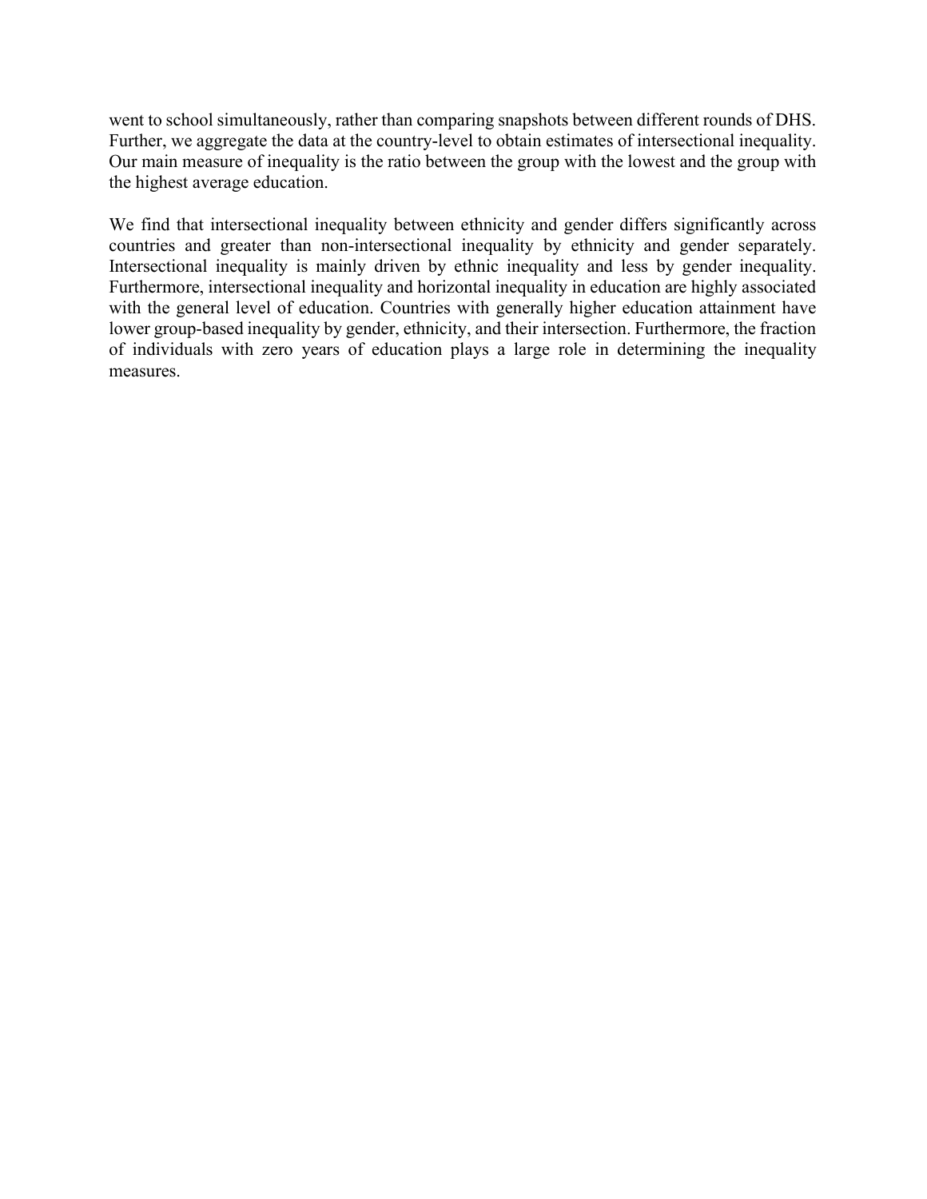went to school simultaneously, rather than comparing snapshots between different rounds of DHS. Further, we aggregate the data at the country-level to obtain estimates of intersectional inequality. Our main measure of inequality is the ratio between the group with the lowest and the group with the highest average education.

We find that intersectional inequality between ethnicity and gender differs significantly across countries and greater than non-intersectional inequality by ethnicity and gender separately. Intersectional inequality is mainly driven by ethnic inequality and less by gender inequality. Furthermore, intersectional inequality and horizontal inequality in education are highly associated with the general level of education. Countries with generally higher education attainment have lower group-based inequality by gender, ethnicity, and their intersection. Furthermore, the fraction of individuals with zero years of education plays a large role in determining the inequality measures.